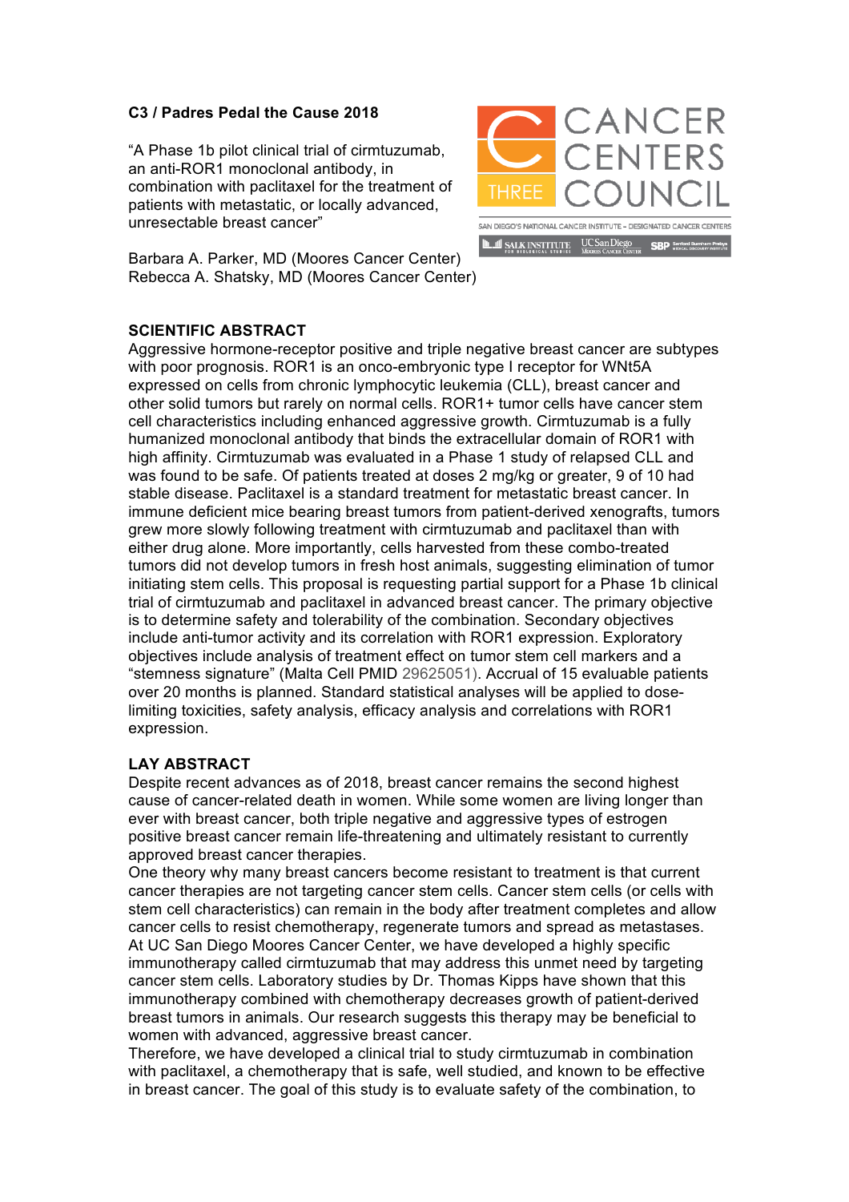**C3 / Padres Pedal the Cause 2018**

"A Phase 1b pilot clinical trial of cirmtuzumab, an anti-ROR1 monoclonal antibody, in combination with paclitaxel for the treatment of patients with metastatic, or locally advanced, unresectable breast cancer"

Barbara A. Parker, MD (Moores Cancer Center)
Rebecca A. Shatsky, MD (Moores Cancer Center)

## SCIENTIFIC ABSTRACT

Aggressive hormone-receptor positive and triple negative breast cancer are subtypes with poor prognosis. ROR1 is an onco-embryonic type I receptor for WNt5A expressed on cells from chronic lymphocytic leukemia (CLL), breast cancer and other solid tumors but rarely on normal cells. ROR1+ tumor cells have cancer stem cell characteristics including enhanced aggressive growth. Cirmtuzumab is a fully humanized monoclonal antibody that binds the extracellular domain of ROR1 with high affinity. Cirmtuzumab was evaluated in a Phase 1 study of relapsed CLL and was found to be safe. Of patients treated at doses 2 mg/kg or greater, 9 of 10 had stable disease. Paclitaxel is a standard treatment for metastatic breast cancer. In immune deficient mice bearing breast tumors from patient-derived xenografts, tumors grew more slowly following treatment with cirmtuzumab and paclitaxel than with either drug alone. More importantly, cells harvested from these combo-treated tumors did not develop tumors in fresh host animals, suggesting elimination of tumor initiating stem cells. This proposal is requesting partial support for a Phase 1b clinical trial of cirmtuzumab and paclitaxel in advanced breast cancer. The primary objective is to determine safety and tolerability of the combination. Secondary objectives include anti-tumor activity and its correlation with ROR1 expression. Exploratory objectives include analysis of treatment effect on tumor stem cell markers and a "stemness signature" (Malta Cell PMID 29625051). Accrual of 15 evaluable patients over 20 months is planned. Standard statistical analyses will be applied to dose-limiting toxicities, safety analysis, efficacy analysis and correlations with ROR1 expression.

## LAY ABSTRACT

Despite recent advances as of 2018, breast cancer remains the second highest cause of cancer-related death in women. While some women are living longer than ever with breast cancer, both triple negative and aggressive types of estrogen positive breast cancer remain life-threatening and ultimately resistant to currently approved breast cancer therapies.

One theory why many breast cancers become resistant to treatment is that current cancer therapies are not targeting cancer stem cells. Cancer stem cells (or cells with stem cell characteristics) can remain in the body after treatment completes and allow cancer cells to resist chemotherapy, regenerate tumors and spread as metastases. At UC San Diego Moores Cancer Center, we have developed a highly specific immunotherapy called cirmtuzumab that may address this unmet need by targeting cancer stem cells. Laboratory studies by Dr. Thomas Kipps have shown that this immunotherapy combined with chemotherapy decreases growth of patient-derived breast tumors in animals. Our research suggests this therapy may be beneficial to women with advanced, aggressive breast cancer.

Therefore, we have developed a clinical trial to study cirmtuzumab in combination with paclitaxel, a chemotherapy that is safe, well studied, and known to be effective in breast cancer. The goal of this study is to evaluate safety of the combination, to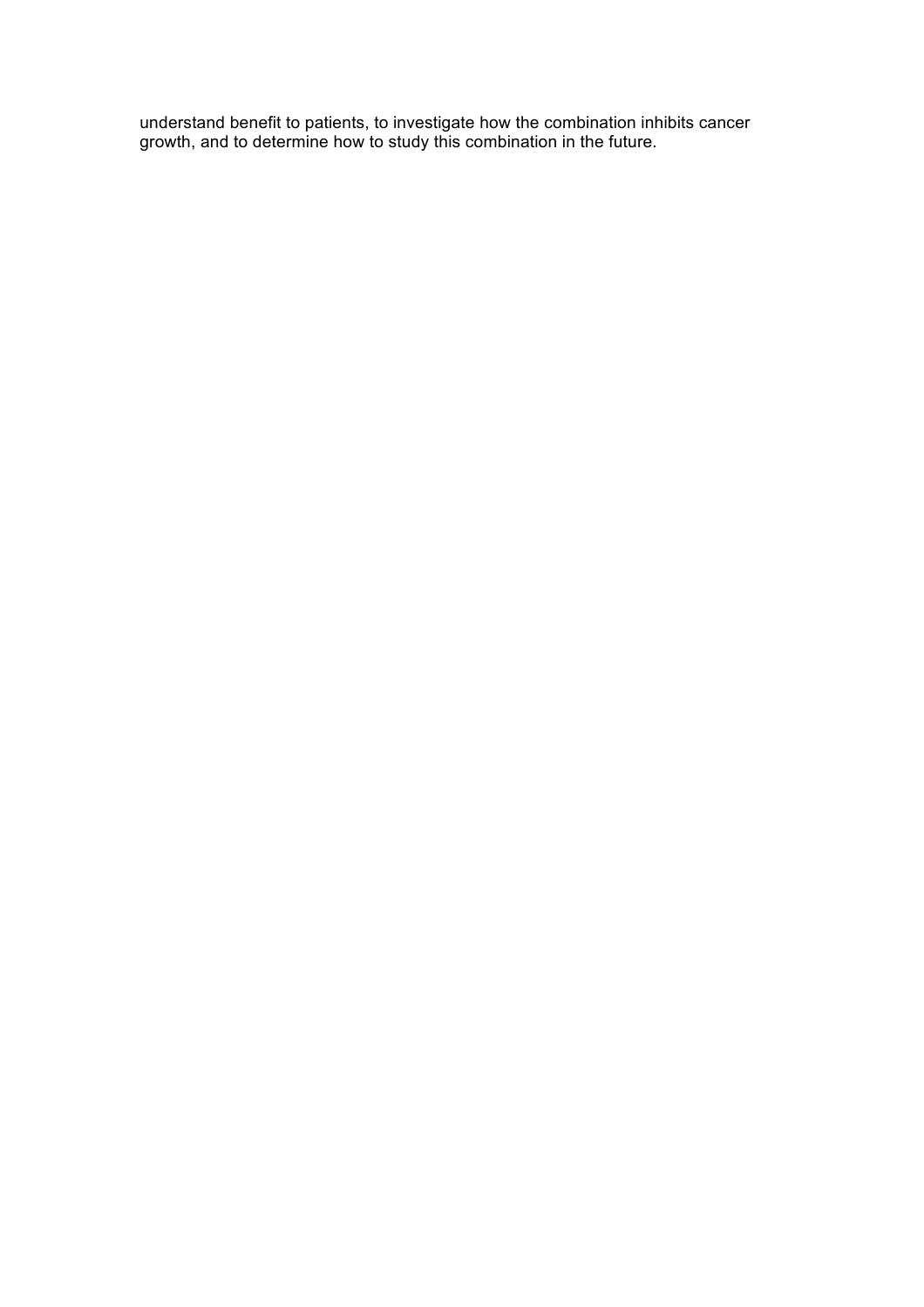understand benefit to patients, to investigate how the combination inhibits cancer growth, and to determine how to study this combination in the future.